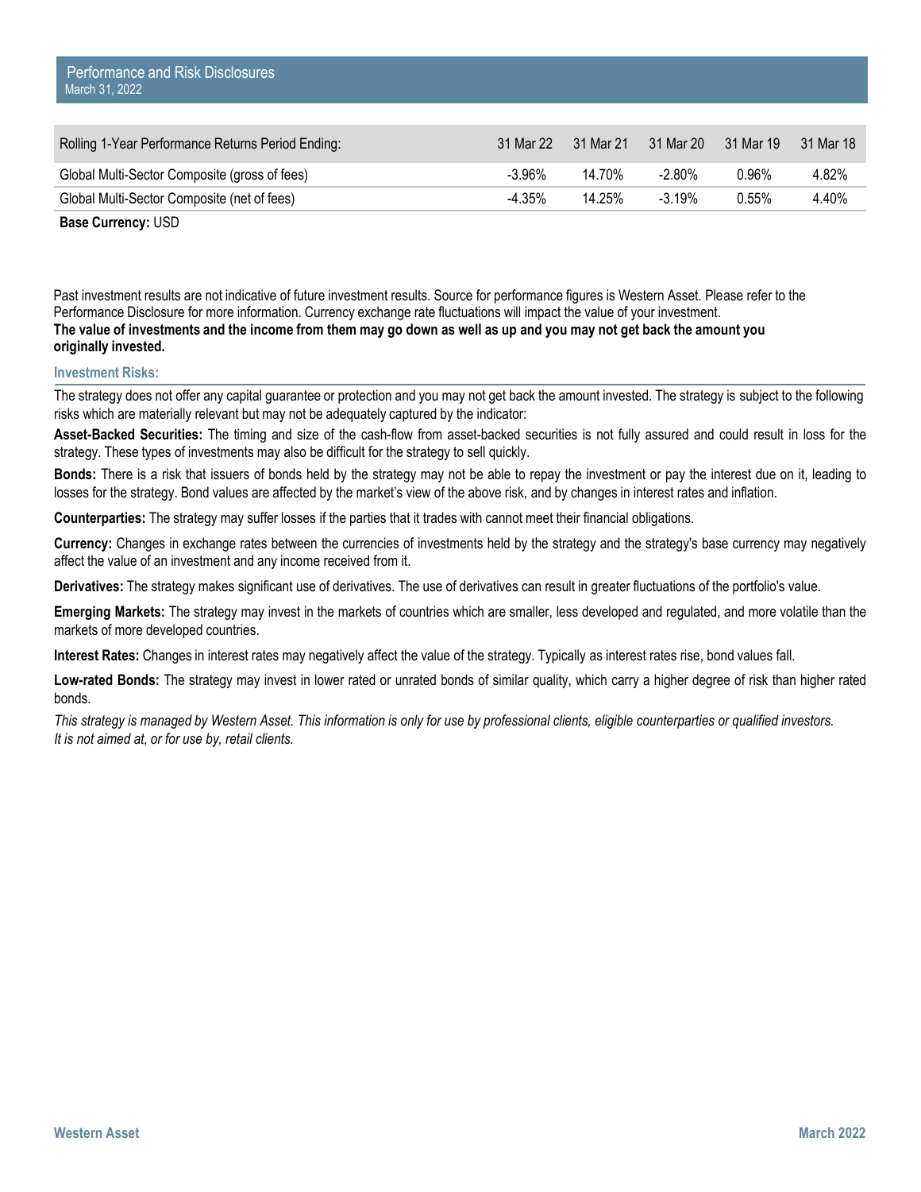## Performance and Risk Disclosures

March 31, 2022

| Rolling 1-Year Performance Returns Period Ending: | 31 Mar 22 | 31 Mar 21 | 31 Mar 20 | 31 Mar 19 | 31 Mar 18 |
|---|---|---|---|---|---|
| Global Multi-Sector Composite (gross of fees) | -3.96% | 14.70% | -2.80% | 0.96% | 4.82% |
| Global Multi-Sector Composite (net of fees) | -4.35% | 14.25% | -3.19% | 0.55% | 4.40% |

**Base Currency:** USD

Past investment results are not indicative of future investment results. Source for performance figures is Western Asset. Please refer to the Performance Disclosure for more information. Currency exchange rate fluctuations will impact the value of your investment.
**The value of investments and the income from them may go down as well as up and you may not get back the amount you originally invested.**

### Investment Risks:

The strategy does not offer any capital guarantee or protection and you may not get back the amount invested. The strategy is subject to the following risks which are materially relevant but may not be adequately captured by the indicator:

**Asset-Backed Securities:** The timing and size of the cash-flow from asset-backed securities is not fully assured and could result in loss for the strategy. These types of investments may also be difficult for the strategy to sell quickly.

**Bonds:** There is a risk that issuers of bonds held by the strategy may not be able to repay the investment or pay the interest due on it, leading to losses for the strategy. Bond values are affected by the market's view of the above risk, and by changes in interest rates and inflation.

**Counterparties:** The strategy may suffer losses if the parties that it trades with cannot meet their financial obligations.

**Currency:** Changes in exchange rates between the currencies of investments held by the strategy and the strategy's base currency may negatively affect the value of an investment and any income received from it.

**Derivatives:** The strategy makes significant use of derivatives. The use of derivatives can result in greater fluctuations of the portfolio's value.

**Emerging Markets:** The strategy may invest in the markets of countries which are smaller, less developed and regulated, and more volatile than the markets of more developed countries.

**Interest Rates:** Changes in interest rates may negatively affect the value of the strategy. Typically as interest rates rise, bond values fall.

**Low-rated Bonds:** The strategy may invest in lower rated or unrated bonds of similar quality, which carry a higher degree of risk than higher rated bonds.

*This strategy is managed by Western Asset. This information is only for use by professional clients, eligible counterparties or qualified investors. It is not aimed at, or for use by, retail clients.*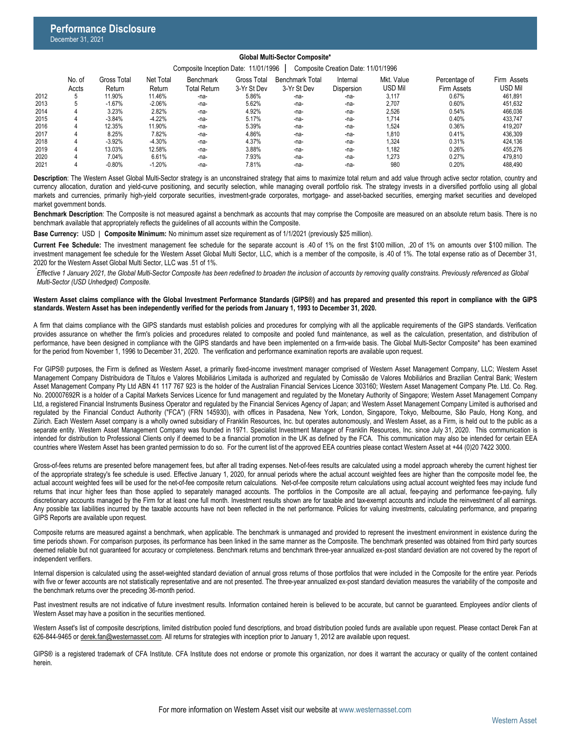# Performance Disclosure

December 31, 2021

**Global Multi-Sector Composite***

Composite Inception Date: 11/01/1996 | Composite Creation Date: 11/01/1996

| | No. of Accts | Gross Total Return | Net Total Return | Benchmark Total Return | Gross Total 3-Yr St Dev | Benchmark Total 3-Yr St Dev | Internal Dispersion | Mkt. Value USD Mil | Percentage of Firm Assets | Firm Assets USD Mil |
|---|---|---|---|---|---|---|---|---|---|---|
| 2012 | 5 | 11.90% | 11.46% | -na- | 5.86% | -na- | -na- | 3,117 | 0.67% | 461,891 |
| 2013 | 5 | -1.67% | -2.06% | -na- | 5.62% | -na- | -na- | 2,707 | 0.60% | 451,632 |
| 2014 | 4 | 3.23% | 2.82% | -na- | 4.92% | -na- | -na- | 2,526 | 0.54% | 466,036 |
| 2015 | 4 | -3.84% | -4.22% | -na- | 5.17% | -na- | -na- | 1,714 | 0.40% | 433,747 |
| 2016 | 4 | 12.35% | 11.90% | -na- | 5.39% | -na- | -na- | 1,524 | 0.36% | 419,207 |
| 2017 | 4 | 8.25% | 7.82% | -na- | 4.86% | -na- | -na- | 1,810 | 0.41% | 436,309 |
| 2018 | 4 | -3.92% | -4.30% | -na- | 4.37% | -na- | -na- | 1,324 | 0.31% | 424,136 |
| 2019 | 4 | 13.03% | 12.58% | -na- | 3.88% | -na- | -na- | 1,182 | 0.26% | 455,276 |
| 2020 | 4 | 7.04% | 6.61% | -na- | 7.93% | -na- | -na- | 1,273 | 0.27% | 479,810 |
| 2021 | 4 | -0.80% | -1.20% | -na- | 7.81% | -na- | -na- | 980 | 0.20% | 488,490 |

**Description**: The Western Asset Global Multi-Sector strategy is an unconstrained strategy that aims to maximize total return and add value through active sector rotation, country and currency allocation, duration and yield-curve positioning, and security selection, while managing overall portfolio risk. The strategy invests in a diversified portfolio using all global markets and currencies, primarily high-yield corporate securities, investment-grade corporates, mortgage- and asset-backed securities, emerging market securities and developed market government bonds.

**Benchmark Description**: The Composite is not measured against a benchmark as accounts that may comprise the Composite are measured on an absolute return basis. There is no benchmark available that appropriately reflects the guidelines of all accounts within the Composite.

**Base Currency:** USD | **Composite Minimum:** No minimum asset size requirement as of 1/1/2021 (previously $25 million).

**Current Fee Schedule:** The investment management fee schedule for the separate account is .40 of 1% on the first $100 million, .20 of 1% on amounts over $100 million. The investment management fee schedule for the Western Asset Global Multi Sector, LLC, which is a member of the composite, is .40 of 1%. The total expense ratio as of December 31, 2020 for the Western Asset Global Multi Sector, LLC was .51 of 1%.

**Effective 1 January 2021, the Global Multi-Sector Composite has been redefined to broaden the inclusion of accounts by removing quality constrains. Previously referenced as Global Multi-Sector (USD Unhedged) Composite.*

**Western Asset claims compliance with the Global Investment Performance Standards (GIPS®) and has prepared and presented this report in compliance with the GIPS standards. Western Asset has been independently verified for the periods from January 1, 1993 to December 31, 2020.**

A firm that claims compliance with the GIPS standards must establish policies and procedures for complying with all the applicable requirements of the GIPS standards. Verification provides assurance on whether the firm's policies and procedures related to composite and pooled fund maintenance, as well as the calculation, presentation, and distribution of performance, have been designed in compliance with the GIPS standards and have been implemented on a firm-wide basis. The Global Multi-Sector Composite* has been examined for the period from November 1, 1996 to December 31, 2020. The verification and performance examination reports are available upon request.

For GIPS® purposes, the Firm is defined as Western Asset, a primarily fixed-income investment manager comprised of Western Asset Management Company, LLC; Western Asset Management Company Distribuidora de Títulos e Valores Mobiliários Limitada is authorized and regulated by Comissão de Valores Mobiliários and Brazilian Central Bank; Western Asset Management Company Pty Ltd ABN 41 117 767 923 is the holder of the Australian Financial Services Licence 303160; Western Asset Management Company Pte. Ltd. Co. Reg. No. 200007692R is a holder of a Capital Markets Services Licence for fund management and regulated by the Monetary Authority of Singapore; Western Asset Management Company Ltd, a registered Financial Instruments Business Operator and regulated by the Financial Services Agency of Japan; and Western Asset Management Company Limited is authorised and regulated by the Financial Conduct Authority ("FCA") (FRN 145930), with offices in Pasadena, New York, London, Singapore, Tokyo, Melbourne, São Paulo, Hong Kong, and Zürich. Each Western Asset company is a wholly owned subsidiary of Franklin Resources, Inc. but operates autonomously, and Western Asset, as a Firm, is held out to the public as a separate entity. Western Asset Management Company was founded in 1971. Specialist Investment Manager of Franklin Resources, Inc. since July 31, 2020. This communication is intended for distribution to Professional Clients only if deemed to be a financial promotion in the UK as defined by the FCA. This communication may also be intended for certain EEA countries where Western Asset has been granted permission to do so. For the current list of the approved EEA countries please contact Western Asset at +44 (0)20 7422 3000.

Gross-of-fees returns are presented before management fees, but after all trading expenses. Net-of-fees results are calculated using a model approach whereby the current highest tier of the appropriate strategy's fee schedule is used. Effective January 1, 2020, for annual periods where the actual account weighted fees are higher than the composite model fee, the actual account weighted fees will be used for the net-of-fee composite return calculations. Net-of-fee composite return calculations using actual account weighted fees may include fund returns that incur higher fees than those applied to separately managed accounts. The portfolios in the Composite are all actual, fee-paying and performance fee-paying, fully discretionary accounts managed by the Firm for at least one full month. Investment results shown are for taxable and tax-exempt accounts and include the reinvestment of all earnings. Any possible tax liabilities incurred by the taxable accounts have not been reflected in the net performance. Policies for valuing investments, calculating performance, and preparing GIPS Reports are available upon request.

Composite returns are measured against a benchmark, when applicable. The benchmark is unmanaged and provided to represent the investment environment in existence during the time periods shown. For comparison purposes, its performance has been linked in the same manner as the Composite. The benchmark presented was obtained from third party sources deemed reliable but not guaranteed for accuracy or completeness. Benchmark returns and benchmark three-year annualized ex-post standard deviation are not covered by the report of independent verifiers.

Internal dispersion is calculated using the asset-weighted standard deviation of annual gross returns of those portfolios that were included in the Composite for the entire year. Periods with five or fewer accounts are not statistically representative and are not presented. The three-year annualized ex-post standard deviation measures the variability of the composite and the benchmark returns over the preceding 36-month period.

Past investment results are not indicative of future investment results. Information contained herein is believed to be accurate, but cannot be guaranteed. Employees and/or clients of Western Asset may have a position in the securities mentioned.

Western Asset's list of composite descriptions, limited distribution pooled fund descriptions, and broad distribution pooled funds are available upon request. Please contact Derek Fan at 626-844-9465 or derek.fan@westernasset.com. All returns for strategies with inception prior to January 1, 2012 are available upon request.

GIPS® is a registered trademark of CFA Institute. CFA Institute does not endorse or promote this organization, nor does it warrant the accuracy or quality of the content contained herein.

For more information on Western Asset visit our website at www.westernasset.com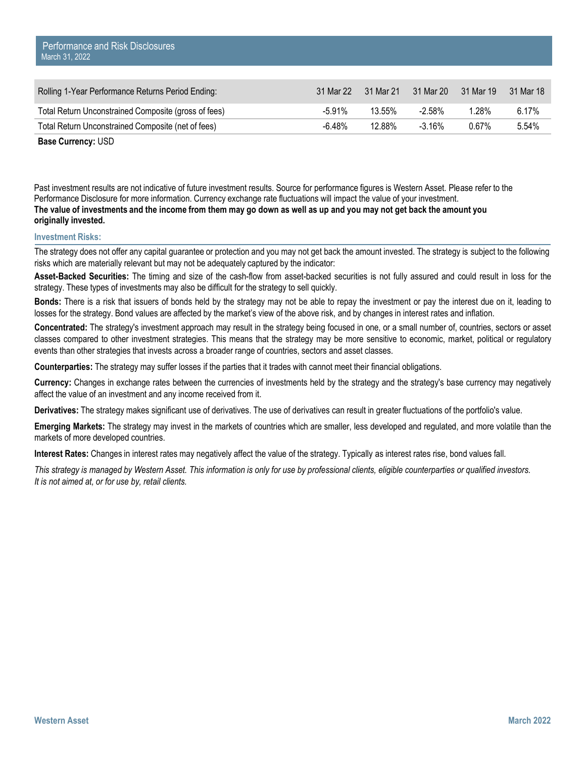# Performance and Risk Disclosures

March 31, 2022

| Rolling 1-Year Performance Returns Period Ending: | 31 Mar 22 | 31 Mar 21 | 31 Mar 20 | 31 Mar 19 | 31 Mar 18 |
|---|---|---|---|---|---|
| Total Return Unconstrained Composite (gross of fees) | -5.91% | 13.55% | -2.58% | 1.28% | 6.17% |
| Total Return Unconstrained Composite (net of fees) | -6.48% | 12.88% | -3.16% | 0.67% | 5.54% |

**Base Currency:** USD

Past investment results are not indicative of future investment results. Source for performance figures is Western Asset. Please refer to the Performance Disclosure for more information. Currency exchange rate fluctuations will impact the value of your investment.
**The value of investments and the income from them may go down as well as up and you may not get back the amount you originally invested.**

## Investment Risks:

The strategy does not offer any capital guarantee or protection and you may not get back the amount invested. The strategy is subject to the following risks which are materially relevant but may not be adequately captured by the indicator:

**Asset-Backed Securities:** The timing and size of the cash-flow from asset-backed securities is not fully assured and could result in loss for the strategy. These types of investments may also be difficult for the strategy to sell quickly.

**Bonds:** There is a risk that issuers of bonds held by the strategy may not be able to repay the investment or pay the interest due on it, leading to losses for the strategy. Bond values are affected by the market's view of the above risk, and by changes in interest rates and inflation.

**Concentrated:** The strategy's investment approach may result in the strategy being focused in one, or a small number of, countries, sectors or asset classes compared to other investment strategies. This means that the strategy may be more sensitive to economic, market, political or regulatory events than other strategies that invests across a broader range of countries, sectors and asset classes.

**Counterparties:** The strategy may suffer losses if the parties that it trades with cannot meet their financial obligations.

**Currency:** Changes in exchange rates between the currencies of investments held by the strategy and the strategy's base currency may negatively affect the value of an investment and any income received from it.

**Derivatives:** The strategy makes significant use of derivatives. The use of derivatives can result in greater fluctuations of the portfolio's value.

**Emerging Markets:** The strategy may invest in the markets of countries which are smaller, less developed and regulated, and more volatile than the markets of more developed countries.

**Interest Rates:** Changes in interest rates may negatively affect the value of the strategy. Typically as interest rates rise, bond values fall.

*This strategy is managed by Western Asset. This information is only for use by professional clients, eligible counterparties or qualified investors. It is not aimed at, or for use by, retail clients.*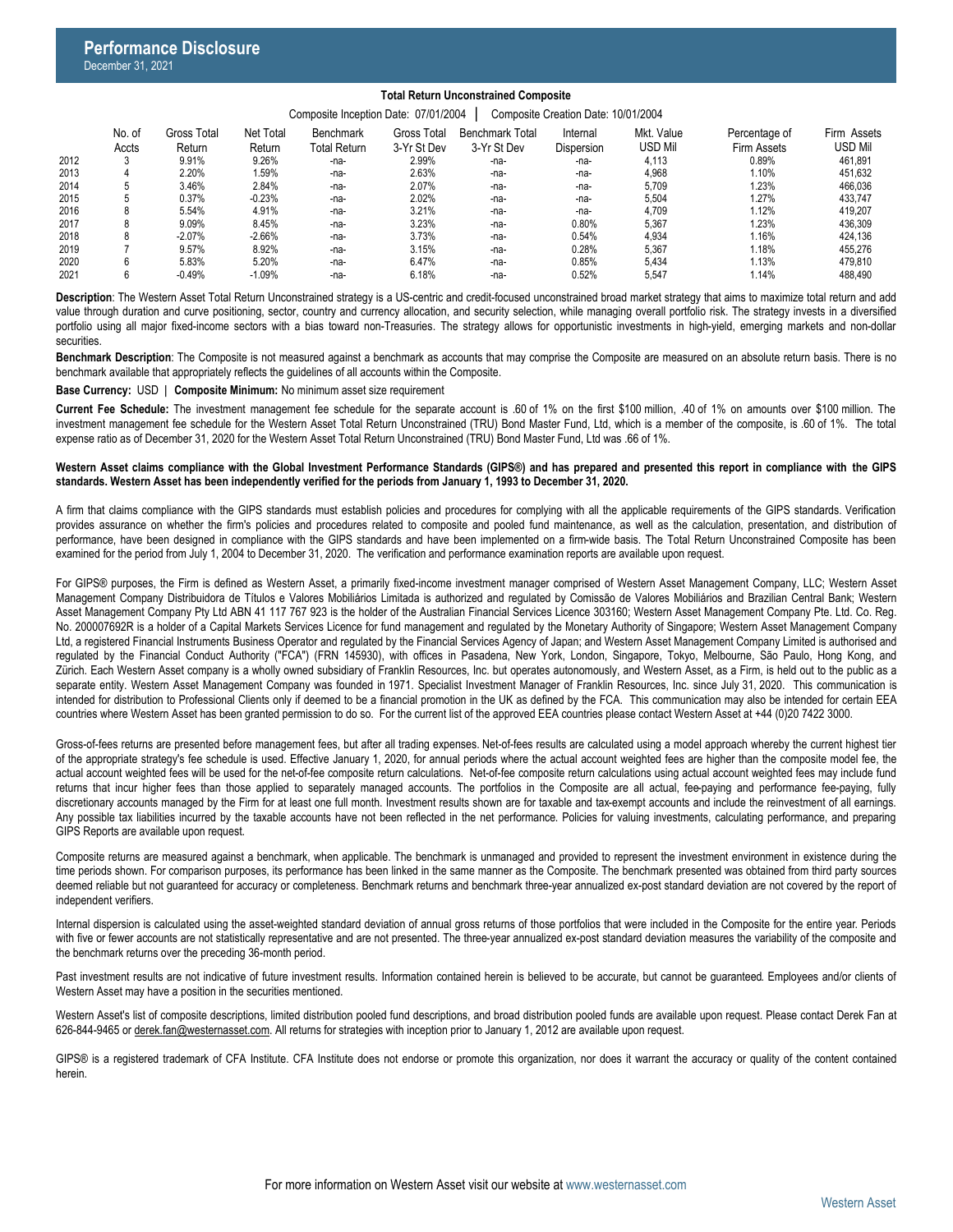# Performance Disclosure

December 31, 2021

**Total Return Unconstrained Composite**

Composite Inception Date: 07/01/2004 | Composite Creation Date: 10/01/2004

| | No. of Accts | Gross Total Return | Net Total Return | Benchmark Total Return | Gross Total 3-Yr St Dev | Benchmark Total 3-Yr St Dev | Internal Dispersion | Mkt. Value USD Mil | Percentage of Firm Assets | Firm Assets USD Mil |
|---|---|---|---|---|---|---|---|---|---|---|
| 2012 | 3 | 9.91% | 9.26% | -na- | 2.99% | -na- | -na- | 4,113 | 0.89% | 461,891 |
| 2013 | 4 | 2.20% | 1.59% | -na- | 2.63% | -na- | -na- | 4,968 | 1.10% | 451,632 |
| 2014 | 5 | 3.46% | 2.84% | -na- | 2.07% | -na- | -na- | 5,709 | 1.23% | 466,036 |
| 2015 | 5 | 0.37% | -0.23% | -na- | 2.02% | -na- | -na- | 5,504 | 1.27% | 433,747 |
| 2016 | 8 | 5.54% | 4.91% | -na- | 3.21% | -na- | -na- | 4,709 | 1.12% | 419,207 |
| 2017 | 8 | 9.09% | 8.45% | -na- | 3.23% | -na- | 0.80% | 5,367 | 1.23% | 436,309 |
| 2018 | 8 | -2.07% | -2.66% | -na- | 3.73% | -na- | 0.54% | 4,934 | 1.16% | 424,136 |
| 2019 | 7 | 9.57% | 8.92% | -na- | 3.15% | -na- | 0.28% | 5,367 | 1.18% | 455,276 |
| 2020 | 6 | 5.83% | 5.20% | -na- | 6.47% | -na- | 0.85% | 5,434 | 1.13% | 479,810 |
| 2021 | 6 | -0.49% | -1.09% | -na- | 6.18% | -na- | 0.52% | 5,547 | 1.14% | 488,490 |

**Description**: The Western Asset Total Return Unconstrained strategy is a US-centric and credit-focused unconstrained broad market strategy that aims to maximize total return and add value through duration and curve positioning, sector, country and currency allocation, and security selection, while managing overall portfolio risk. The strategy invests in a diversified portfolio using all major fixed-income sectors with a bias toward non-Treasuries. The strategy allows for opportunistic investments in high-yield, emerging markets and non-dollar securities.

**Benchmark Description**: The Composite is not measured against a benchmark as accounts that may comprise the Composite are measured on an absolute return basis. There is no benchmark available that appropriately reflects the guidelines of all accounts within the Composite.

**Base Currency:** USD | **Composite Minimum:** No minimum asset size requirement

**Current Fee Schedule:** The investment management fee schedule for the separate account is .60 of 1% on the first $100 million, .40 of 1% on amounts over $100 million. The investment management fee schedule for the Western Asset Total Return Unconstrained (TRU) Bond Master Fund, Ltd, which is a member of the composite, is .60 of 1%. The total expense ratio as of December 31, 2020 for the Western Asset Total Return Unconstrained (TRU) Bond Master Fund, Ltd was .66 of 1%.

**Western Asset claims compliance with the Global Investment Performance Standards (GIPS®) and has prepared and presented this report in compliance with the GIPS standards. Western Asset has been independently verified for the periods from January 1, 1993 to December 31, 2020.**

A firm that claims compliance with the GIPS standards must establish policies and procedures for complying with all the applicable requirements of the GIPS standards. Verification provides assurance on whether the firm's policies and procedures related to composite and pooled fund maintenance, as well as the calculation, presentation, and distribution of performance, have been designed in compliance with the GIPS standards and have been implemented on a firm-wide basis. The Total Return Unconstrained Composite has been examined for the period from July 1, 2004 to December 31, 2020. The verification and performance examination reports are available upon request.

For GIPS® purposes, the Firm is defined as Western Asset, a primarily fixed-income investment manager comprised of Western Asset Management Company, LLC; Western Asset Management Company Distribuidora de Títulos e Valores Mobiliários Limitada is authorized and regulated by Comissão de Valores Mobiliários and Brazilian Central Bank; Western Asset Management Company Pty Ltd ABN 41 117 767 923 is the holder of the Australian Financial Services Licence 303160; Western Asset Management Company Pte. Ltd. Co. Reg. No. 200007692R is a holder of a Capital Markets Services Licence for fund management and regulated by the Monetary Authority of Singapore; Western Asset Management Company Ltd, a registered Financial Instruments Business Operator and regulated by the Financial Services Agency of Japan; and Western Asset Management Company Limited is authorised and regulated by the Financial Conduct Authority ("FCA") (FRN 145930), with offices in Pasadena, New York, London, Singapore, Tokyo, Melbourne, São Paulo, Hong Kong, and Zürich. Each Western Asset company is a wholly owned subsidiary of Franklin Resources, Inc. but operates autonomously, and Western Asset, as a Firm, is held out to the public as a separate entity. Western Asset Management Company was founded in 1971. Specialist Investment Manager of Franklin Resources, Inc. since July 31, 2020. This communication is intended for distribution to Professional Clients only if deemed to be a financial promotion in the UK as defined by the FCA. This communication may also be intended for certain EEA countries where Western Asset has been granted permission to do so. For the current list of the approved EEA countries please contact Western Asset at +44 (0)20 7422 3000.

Gross-of-fees returns are presented before management fees, but after all trading expenses. Net-of-fees results are calculated using a model approach whereby the current highest tier of the appropriate strategy's fee schedule is used. Effective January 1, 2020, for annual periods where the actual account weighted fees are higher than the composite model fee, the actual account weighted fees will be used for the net-of-fee composite return calculations. Net-of-fee composite return calculations using actual account weighted fees may include fund returns that incur higher fees than those applied to separately managed accounts. The portfolios in the Composite are all actual, fee-paying and performance fee-paying, fully discretionary accounts managed by the Firm for at least one full month. Investment results shown are for taxable and tax-exempt accounts and include the reinvestment of all earnings. Any possible tax liabilities incurred by the taxable accounts have not been reflected in the net performance. Policies for valuing investments, calculating performance, and preparing GIPS Reports are available upon request.

Composite returns are measured against a benchmark, when applicable. The benchmark is unmanaged and provided to represent the investment environment in existence during the time periods shown. For comparison purposes, its performance has been linked in the same manner as the Composite. The benchmark presented was obtained from third party sources deemed reliable but not guaranteed for accuracy or completeness. Benchmark returns and benchmark three-year annualized ex-post standard deviation are not covered by the report of independent verifiers.

Internal dispersion is calculated using the asset-weighted standard deviation of annual gross returns of those portfolios that were included in the Composite for the entire year. Periods with five or fewer accounts are not statistically representative and are not presented. The three-year annualized ex-post standard deviation measures the variability of the composite and the benchmark returns over the preceding 36-month period.

Past investment results are not indicative of future investment results. Information contained herein is believed to be accurate, but cannot be guaranteed. Employees and/or clients of Western Asset may have a position in the securities mentioned.

Western Asset's list of composite descriptions, limited distribution pooled fund descriptions, and broad distribution pooled funds are available upon request. Please contact Derek Fan at 626-844-9465 or derek.fan@westernasset.com. All returns for strategies with inception prior to January 1, 2012 are available upon request.

GIPS® is a registered trademark of CFA Institute. CFA Institute does not endorse or promote this organization, nor does it warrant the accuracy or quality of the content contained herein.

For more information on Western Asset visit our website at www.westernasset.com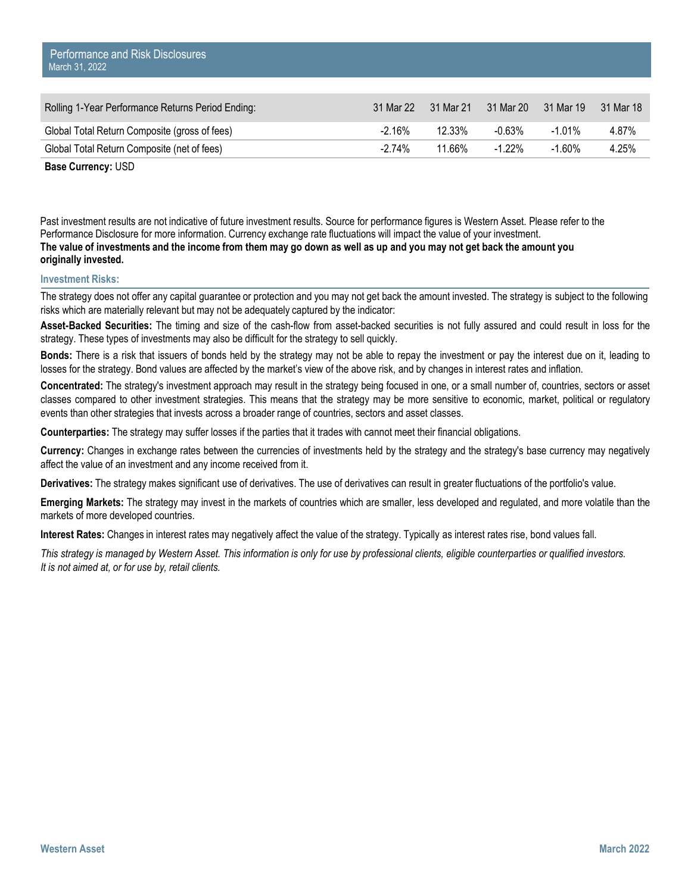## Performance and Risk Disclosures
March 31, 2022

| Rolling 1-Year Performance Returns Period Ending: | 31 Mar 22 | 31 Mar 21 | 31 Mar 20 | 31 Mar 19 | 31 Mar 18 |
|---|---|---|---|---|---|
| Global Total Return Composite (gross of fees) | -2.16% | 12.33% | -0.63% | -1.01% | 4.87% |
| Global Total Return Composite (net of fees) | -2.74% | 11.66% | -1.22% | -1.60% | 4.25% |

**Base Currency:** USD

Past investment results are not indicative of future investment results. Source for performance figures is Western Asset. Please refer to the Performance Disclosure for more information. Currency exchange rate fluctuations will impact the value of your investment.
**The value of investments and the income from them may go down as well as up and you may not get back the amount you originally invested.**

### Investment Risks:

The strategy does not offer any capital guarantee or protection and you may not get back the amount invested. The strategy is subject to the following risks which are materially relevant but may not be adequately captured by the indicator:

**Asset-Backed Securities:** The timing and size of the cash-flow from asset-backed securities is not fully assured and could result in loss for the strategy. These types of investments may also be difficult for the strategy to sell quickly.

**Bonds:** There is a risk that issuers of bonds held by the strategy may not be able to repay the investment or pay the interest due on it, leading to losses for the strategy. Bond values are affected by the market's view of the above risk, and by changes in interest rates and inflation.

**Concentrated:** The strategy's investment approach may result in the strategy being focused in one, or a small number of, countries, sectors or asset classes compared to other investment strategies. This means that the strategy may be more sensitive to economic, market, political or regulatory events than other strategies that invests across a broader range of countries, sectors and asset classes.

**Counterparties:** The strategy may suffer losses if the parties that it trades with cannot meet their financial obligations.

**Currency:** Changes in exchange rates between the currencies of investments held by the strategy and the strategy's base currency may negatively affect the value of an investment and any income received from it.

**Derivatives:** The strategy makes significant use of derivatives. The use of derivatives can result in greater fluctuations of the portfolio's value.

**Emerging Markets:** The strategy may invest in the markets of countries which are smaller, less developed and regulated, and more volatile than the markets of more developed countries.

**Interest Rates:** Changes in interest rates may negatively affect the value of the strategy. Typically as interest rates rise, bond values fall.

*This strategy is managed by Western Asset. This information is only for use by professional clients, eligible counterparties or qualified investors. It is not aimed at, or for use by, retail clients.*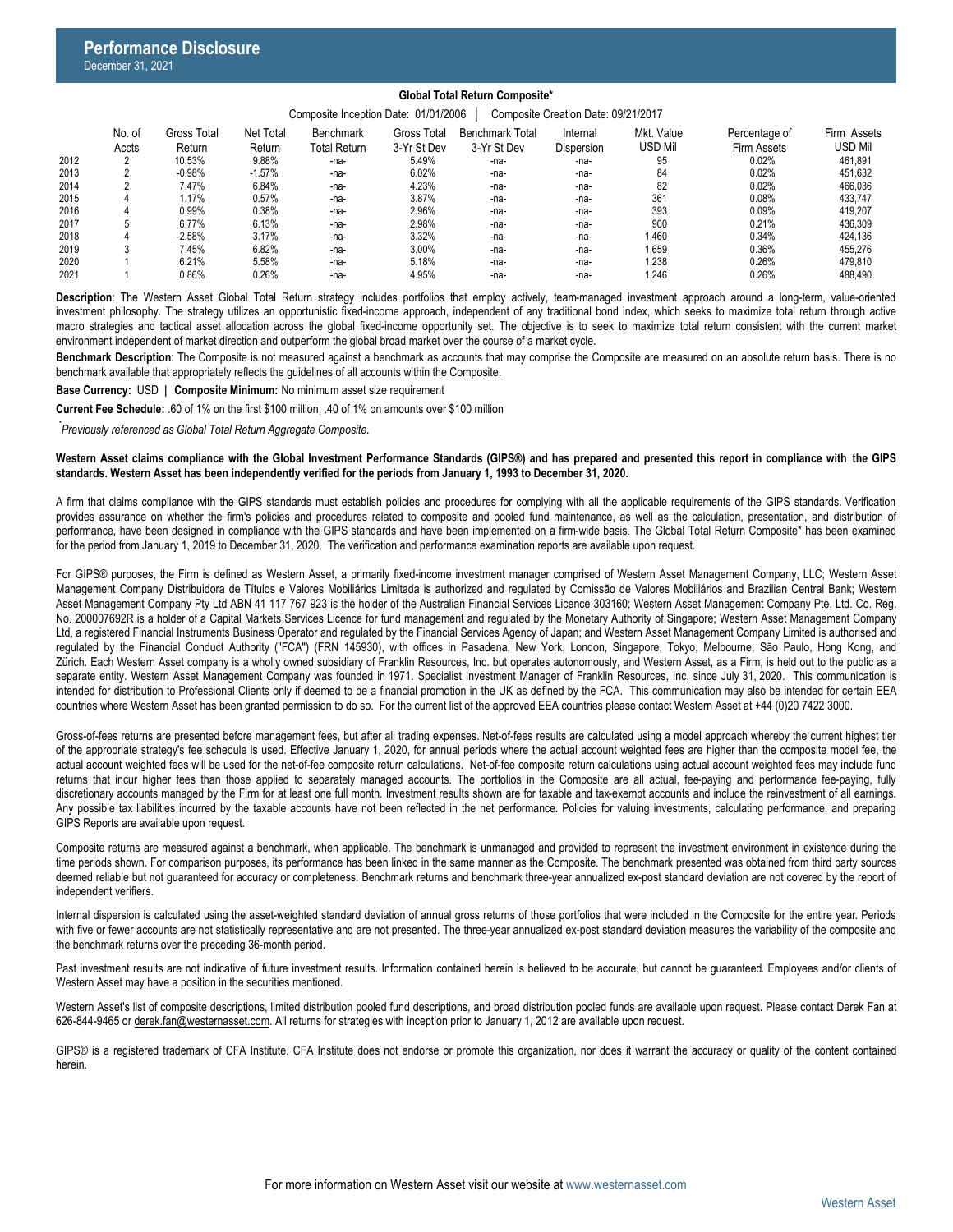# Performance Disclosure

December 31, 2021

## Global Total Return Composite*

Composite Inception Date: 01/01/2006 | Composite Creation Date: 09/21/2017

| | No. of Accts | Gross Total Return | Net Total Return | Benchmark Total Return | Gross Total 3-Yr St Dev | Benchmark Total 3-Yr St Dev | Internal Dispersion | Mkt. Value USD Mil | Percentage of Firm Assets | Firm Assets USD Mil |
|---|---|---|---|---|---|---|---|---|---|---|
| 2012 | 2 | 10.53% | 9.88% | -na- | 5.49% | -na- | -na- | 95 | 0.02% | 461,891 |
| 2013 | 2 | -0.98% | -1.57% | -na- | 6.02% | -na- | -na- | 84 | 0.02% | 451,632 |
| 2014 | 2 | 7.47% | 6.84% | -na- | 4.23% | -na- | -na- | 82 | 0.02% | 466,036 |
| 2015 | 4 | 1.17% | 0.57% | -na- | 3.87% | -na- | -na- | 361 | 0.08% | 433,747 |
| 2016 | 4 | 0.99% | 0.38% | -na- | 2.96% | -na- | -na- | 393 | 0.09% | 419,207 |
| 2017 | 5 | 6.77% | 6.13% | -na- | 2.98% | -na- | -na- | 900 | 0.21% | 436,309 |
| 2018 | 4 | -2.58% | -3.17% | -na- | 3.32% | -na- | -na- | 1,460 | 0.34% | 424,136 |
| 2019 | 3 | 7.45% | 6.82% | -na- | 3.00% | -na- | -na- | 1,659 | 0.36% | 455,276 |
| 2020 | 1 | 6.21% | 5.58% | -na- | 5.18% | -na- | -na- | 1,238 | 0.26% | 479,810 |
| 2021 | 1 | 0.86% | 0.26% | -na- | 4.95% | -na- | -na- | 1,246 | 0.26% | 488,490 |

**Description**: The Western Asset Global Total Return strategy includes portfolios that employ actively, team-managed investment approach around a long-term, value-oriented investment philosophy. The strategy utilizes an opportunistic fixed-income approach, independent of any traditional bond index, which seeks to maximize total return through active macro strategies and tactical asset allocation across the global fixed-income opportunity set. The objective is to seek to maximize total return consistent with the current market environment independent of market direction and outperform the global broad market over the course of a market cycle.

**Benchmark Description**: The Composite is not measured against a benchmark as accounts that may comprise the Composite are measured on an absolute return basis. There is no benchmark available that appropriately reflects the guidelines of all accounts within the Composite.

**Base Currency:** USD | **Composite Minimum:** No minimum asset size requirement

**Current Fee Schedule:** .60 of 1% on the first $100 million, .40 of 1% on amounts over $100 million

*\*Previously referenced as Global Total Return Aggregate Composite.*

**Western Asset claims compliance with the Global Investment Performance Standards (GIPS®) and has prepared and presented this report in compliance with the GIPS standards. Western Asset has been independently verified for the periods from January 1, 1993 to December 31, 2020.**

A firm that claims compliance with the GIPS standards must establish policies and procedures for complying with all the applicable requirements of the GIPS standards. Verification provides assurance on whether the firm's policies and procedures related to composite and pooled fund maintenance, as well as the calculation, presentation, and distribution of performance, have been designed in compliance with the GIPS standards and have been implemented on a firm-wide basis. The Global Total Return Composite* has been examined for the period from January 1, 2019 to December 31, 2020. The verification and performance examination reports are available upon request.

For GIPS® purposes, the Firm is defined as Western Asset, a primarily fixed-income investment manager comprised of Western Asset Management Company, LLC; Western Asset Management Company Distribuidora de Títulos e Valores Mobiliários Limitada is authorized and regulated by Comissão de Valores Mobiliários and Brazilian Central Bank; Western Asset Management Company Pty Ltd ABN 41 117 767 923 is the holder of the Australian Financial Services Licence 303160; Western Asset Management Company Pte. Ltd. Co. Reg. No. 200007692R is a holder of a Capital Markets Services Licence for fund management and regulated by the Monetary Authority of Singapore; Western Asset Management Company Ltd, a registered Financial Instruments Business Operator and regulated by the Financial Services Agency of Japan; and Western Asset Management Company Limited is authorised and regulated by the Financial Conduct Authority ("FCA") (FRN 145930), with offices in Pasadena, New York, London, Singapore, Tokyo, Melbourne, São Paulo, Hong Kong, and Zürich. Each Western Asset company is a wholly owned subsidiary of Franklin Resources, Inc. but operates autonomously, and Western Asset, as a Firm, is held out to the public as a separate entity. Western Asset Management Company was founded in 1971. Specialist Investment Manager of Franklin Resources, Inc. since July 31, 2020. This communication is intended for distribution to Professional Clients only if deemed to be a financial promotion in the UK as defined by the FCA. This communication may also be intended for certain EEA countries where Western Asset has been granted permission to do so. For the current list of the approved EEA countries please contact Western Asset at +44 (0)20 7422 3000.

Gross-of-fees returns are presented before management fees, but after all trading expenses. Net-of-fees results are calculated using a model approach whereby the current highest tier of the appropriate strategy's fee schedule is used. Effective January 1, 2020, for annual periods where the actual account weighted fees are higher than the composite model fee, the actual account weighted fees will be used for the net-of-fee composite return calculations. Net-of-fee composite return calculations using actual account weighted fees may include fund returns that incur higher fees than those applied to separately managed accounts. The portfolios in the Composite are all actual, fee-paying and performance fee-paying, fully discretionary accounts managed by the Firm for at least one full month. Investment results shown are for taxable and tax-exempt accounts and include the reinvestment of all earnings. Any possible tax liabilities incurred by the taxable accounts have not been reflected in the net performance. Policies for valuing investments, calculating performance, and preparing GIPS Reports are available upon request.

Composite returns are measured against a benchmark, when applicable. The benchmark is unmanaged and provided to represent the investment environment in existence during the time periods shown. For comparison purposes, its performance has been linked in the same manner as the Composite. The benchmark presented was obtained from third party sources deemed reliable but not guaranteed for accuracy or completeness. Benchmark returns and benchmark three-year annualized ex-post standard deviation are not covered by the report of independent verifiers.

Internal dispersion is calculated using the asset-weighted standard deviation of annual gross returns of those portfolios that were included in the Composite for the entire year. Periods with five or fewer accounts are not statistically representative and are not presented. The three-year annualized ex-post standard deviation measures the variability of the composite and the benchmark returns over the preceding 36-month period.

Past investment results are not indicative of future investment results. Information contained herein is believed to be accurate, but cannot be guaranteed. Employees and/or clients of Western Asset may have a position in the securities mentioned.

Western Asset's list of composite descriptions, limited distribution pooled fund descriptions, and broad distribution pooled funds are available upon request. Please contact Derek Fan at 626-844-9465 or derek.fan@westernasset.com. All returns for strategies with inception prior to January 1, 2012 are available upon request.

GIPS® is a registered trademark of CFA Institute. CFA Institute does not endorse or promote this organization, nor does it warrant the accuracy or quality of the content contained herein.

For more information on Western Asset visit our website at www.westernasset.com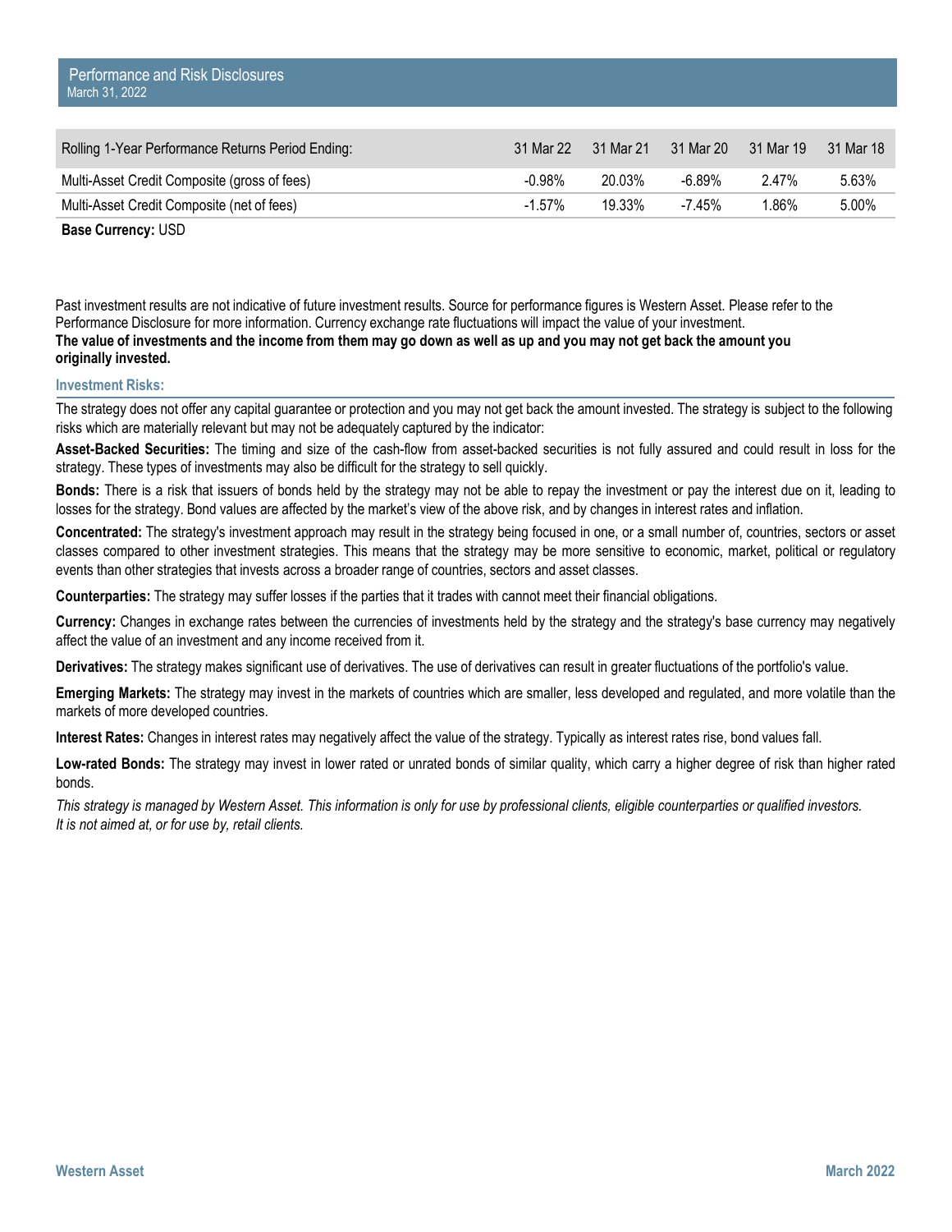## Performance and Risk Disclosures

March 31, 2022

| Rolling 1-Year Performance Returns Period Ending: | 31 Mar 22 | 31 Mar 21 | 31 Mar 20 | 31 Mar 19 | 31 Mar 18 |
|---|---|---|---|---|---|
| Multi-Asset Credit Composite (gross of fees) | -0.98% | 20.03% | -6.89% | 2.47% | 5.63% |
| Multi-Asset Credit Composite (net of fees) | -1.57% | 19.33% | -7.45% | 1.86% | 5.00% |

**Base Currency:** USD

Past investment results are not indicative of future investment results. Source for performance figures is Western Asset. Please refer to the Performance Disclosure for more information. Currency exchange rate fluctuations will impact the value of your investment.
**The value of investments and the income from them may go down as well as up and you may not get back the amount you originally invested.**

### Investment Risks:

The strategy does not offer any capital guarantee or protection and you may not get back the amount invested. The strategy is subject to the following risks which are materially relevant but may not be adequately captured by the indicator:

**Asset-Backed Securities:** The timing and size of the cash-flow from asset-backed securities is not fully assured and could result in loss for the strategy. These types of investments may also be difficult for the strategy to sell quickly.

**Bonds:** There is a risk that issuers of bonds held by the strategy may not be able to repay the investment or pay the interest due on it, leading to losses for the strategy. Bond values are affected by the market's view of the above risk, and by changes in interest rates and inflation.

**Concentrated:** The strategy's investment approach may result in the strategy being focused in one, or a small number of, countries, sectors or asset classes compared to other investment strategies. This means that the strategy may be more sensitive to economic, market, political or regulatory events than other strategies that invests across a broader range of countries, sectors and asset classes.

**Counterparties:** The strategy may suffer losses if the parties that it trades with cannot meet their financial obligations.

**Currency:** Changes in exchange rates between the currencies of investments held by the strategy and the strategy's base currency may negatively affect the value of an investment and any income received from it.

**Derivatives:** The strategy makes significant use of derivatives. The use of derivatives can result in greater fluctuations of the portfolio's value.

**Emerging Markets:** The strategy may invest in the markets of countries which are smaller, less developed and regulated, and more volatile than the markets of more developed countries.

**Interest Rates:** Changes in interest rates may negatively affect the value of the strategy. Typically as interest rates rise, bond values fall.

**Low-rated Bonds:** The strategy may invest in lower rated or unrated bonds of similar quality, which carry a higher degree of risk than higher rated bonds.

*This strategy is managed by Western Asset. This information is only for use by professional clients, eligible counterparties or qualified investors. It is not aimed at, or for use by, retail clients.*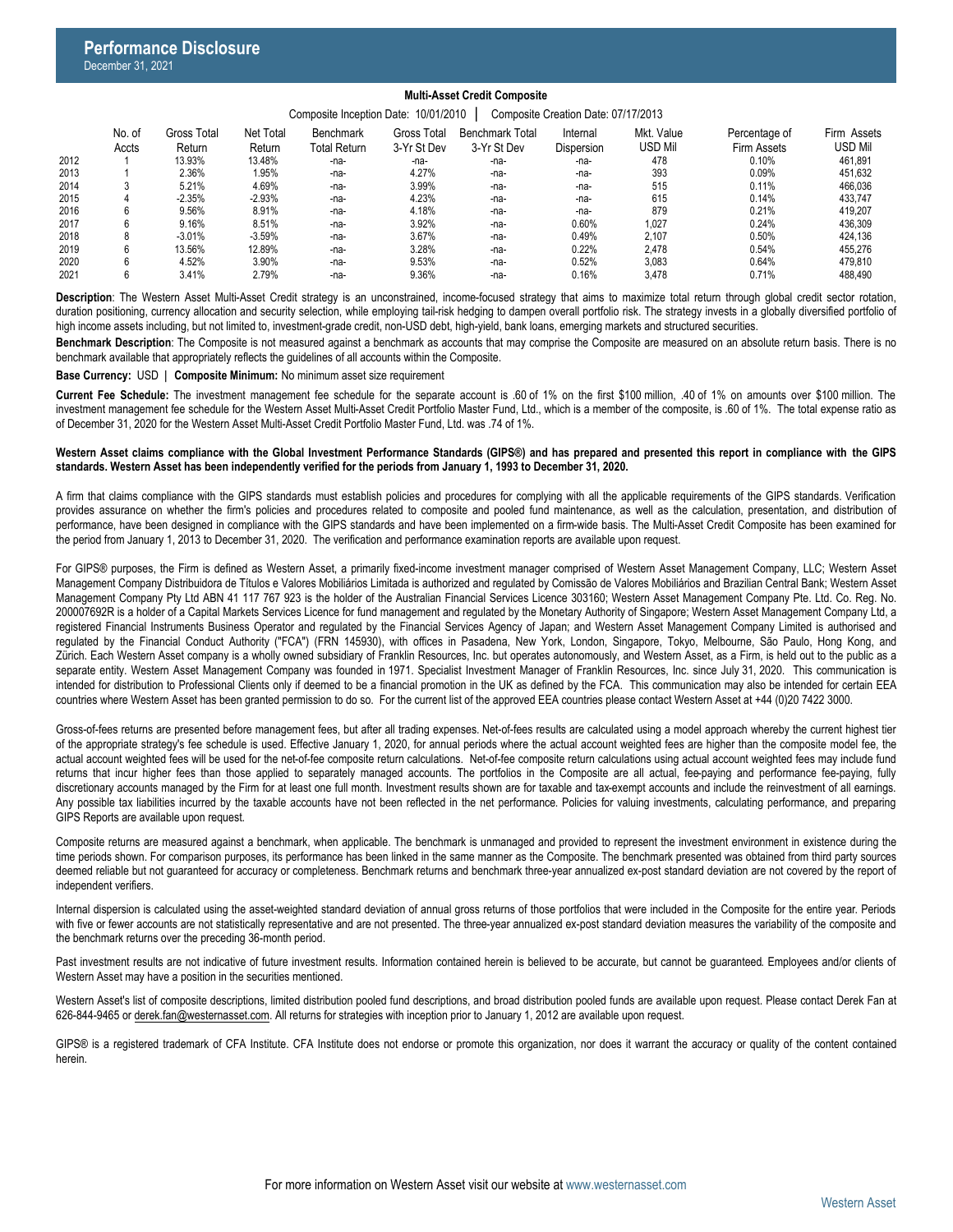# Performance Disclosure

December 31, 2021

**Multi-Asset Credit Composite**

Composite Inception Date: 10/01/2010 | Composite Creation Date: 07/17/2013

| | No. of Accts | Gross Total Return | Net Total Return | Benchmark Total Return | Gross Total 3-Yr St Dev | Benchmark Total 3-Yr St Dev | Internal Dispersion | Mkt. Value USD Mil | Percentage of Firm Assets | Firm Assets USD Mil |
|---|---|---|---|---|---|---|---|---|---|---|
| 2012 | 1 | 13.93% | 13.48% | -na- | -na- | -na- | -na- | 478 | 0.10% | 461,891 |
| 2013 | 1 | 2.36% | 1.95% | -na- | 4.27% | -na- | -na- | 393 | 0.09% | 451,632 |
| 2014 | 3 | 5.21% | 4.69% | -na- | 3.99% | -na- | -na- | 515 | 0.11% | 466,036 |
| 2015 | 4 | -2.35% | -2.93% | -na- | 4.23% | -na- | -na- | 615 | 0.14% | 433,747 |
| 2016 | 6 | 9.56% | 8.91% | -na- | 4.18% | -na- | -na- | 879 | 0.21% | 419,207 |
| 2017 | 6 | 9.16% | 8.51% | -na- | 3.92% | -na- | 0.60% | 1,027 | 0.24% | 436,309 |
| 2018 | 8 | -3.01% | -3.59% | -na- | 3.67% | -na- | 0.49% | 2,107 | 0.50% | 424,136 |
| 2019 | 6 | 13.56% | 12.89% | -na- | 3.28% | -na- | 0.22% | 2,478 | 0.54% | 455,276 |
| 2020 | 6 | 4.52% | 3.90% | -na- | 9.53% | -na- | 0.52% | 3,083 | 0.64% | 479,810 |
| 2021 | 6 | 3.41% | 2.79% | -na- | 9.36% | -na- | 0.16% | 3,478 | 0.71% | 488,490 |

**Description**: The Western Asset Multi-Asset Credit strategy is an unconstrained, income-focused strategy that aims to maximize total return through global credit sector rotation, duration positioning, currency allocation and security selection, while employing tail-risk hedging to dampen overall portfolio risk. The strategy invests in a globally diversified portfolio of high income assets including, but not limited to, investment-grade credit, non-USD debt, high-yield, bank loans, emerging markets and structured securities.

**Benchmark Description**: The Composite is not measured against a benchmark as accounts that may comprise the Composite are measured on an absolute return basis. There is no benchmark available that appropriately reflects the guidelines of all accounts within the Composite.

**Base Currency:** USD | **Composite Minimum:** No minimum asset size requirement

**Current Fee Schedule:** The investment management fee schedule for the separate account is .60 of 1% on the first $100 million, .40 of 1% on amounts over $100 million. The investment management fee schedule for the Western Asset Multi-Asset Credit Portfolio Master Fund, Ltd., which is a member of the composite, is .60 of 1%. The total expense ratio as of December 31, 2020 for the Western Asset Multi-Asset Credit Portfolio Master Fund, Ltd. was .74 of 1%.

**Western Asset claims compliance with the Global Investment Performance Standards (GIPS®) and has prepared and presented this report in compliance with the GIPS standards. Western Asset has been independently verified for the periods from January 1, 1993 to December 31, 2020.**

A firm that claims compliance with the GIPS standards must establish policies and procedures for complying with all the applicable requirements of the GIPS standards. Verification provides assurance on whether the firm's policies and procedures related to composite and pooled fund maintenance, as well as the calculation, presentation, and distribution of performance, have been designed in compliance with the GIPS standards and have been implemented on a firm-wide basis. The Multi-Asset Credit Composite has been examined for the period from January 1, 2013 to December 31, 2020. The verification and performance examination reports are available upon request.

For GIPS® purposes, the Firm is defined as Western Asset, a primarily fixed-income investment manager comprised of Western Asset Management Company, LLC; Western Asset Management Company Distribuidora de Títulos e Valores Mobiliários Limitada is authorized and regulated by Comissão de Valores Mobiliários and Brazilian Central Bank; Western Asset Management Company Pty Ltd ABN 41 117 767 923 is the holder of the Australian Financial Services Licence 303160; Western Asset Management Company Pte. Ltd. Co. Reg. No. 200007692R is a holder of a Capital Markets Services Licence for fund management and regulated by the Monetary Authority of Singapore; Western Asset Management Company Ltd, a registered Financial Instruments Business Operator and regulated by the Financial Services Agency of Japan; and Western Asset Management Company Limited is authorised and regulated by the Financial Conduct Authority ("FCA") (FRN 145930), with offices in Pasadena, New York, London, Singapore, Tokyo, Melbourne, São Paulo, Hong Kong, and Zürich. Each Western Asset company is a wholly owned subsidiary of Franklin Resources, Inc. but operates autonomously, and Western Asset, as a Firm, is held out to the public as a separate entity. Western Asset Management Company was founded in 1971. Specialist Investment Manager of Franklin Resources, Inc. since July 31, 2020. This communication is intended for distribution to Professional Clients only if deemed to be a financial promotion in the UK as defined by the FCA. This communication may also be intended for certain EEA countries where Western Asset has been granted permission to do so. For the current list of the approved EEA countries please contact Western Asset at +44 (0)20 7422 3000.

Gross-of-fees returns are presented before management fees, but after all trading expenses. Net-of-fees results are calculated using a model approach whereby the current highest tier of the appropriate strategy's fee schedule is used. Effective January 1, 2020, for annual periods where the actual account weighted fees are higher than the composite model fee, the actual account weighted fees will be used for the net-of-fee composite return calculations. Net-of-fee composite return calculations using actual account weighted fees may include fund returns that incur higher fees than those applied to separately managed accounts. The portfolios in the Composite are all actual, fee-paying and performance fee-paying, fully discretionary accounts managed by the Firm for at least one full month. Investment results shown are for taxable and tax-exempt accounts and include the reinvestment of all earnings. Any possible tax liabilities incurred by the taxable accounts have not been reflected in the net performance. Policies for valuing investments, calculating performance, and preparing GIPS Reports are available upon request.

Composite returns are measured against a benchmark, when applicable. The benchmark is unmanaged and provided to represent the investment environment in existence during the time periods shown. For comparison purposes, its performance has been linked in the same manner as the Composite. The benchmark presented was obtained from third party sources deemed reliable but not guaranteed for accuracy or completeness. Benchmark returns and benchmark three-year annualized ex-post standard deviation are not covered by the report of independent verifiers.

Internal dispersion is calculated using the asset-weighted standard deviation of annual gross returns of those portfolios that were included in the Composite for the entire year. Periods with five or fewer accounts are not statistically representative and are not presented. The three-year annualized ex-post standard deviation measures the variability of the composite and the benchmark returns over the preceding 36-month period.

Past investment results are not indicative of future investment results. Information contained herein is believed to be accurate, but cannot be guaranteed. Employees and/or clients of Western Asset may have a position in the securities mentioned.

Western Asset's list of composite descriptions, limited distribution pooled fund descriptions, and broad distribution pooled funds are available upon request. Please contact Derek Fan at 626-844-9465 or derek.fan@westernasset.com. All returns for strategies with inception prior to January 1, 2012 are available upon request.

GIPS® is a registered trademark of CFA Institute. CFA Institute does not endorse or promote this organization, nor does it warrant the accuracy or quality of the content contained herein.

For more information on Western Asset visit our website at www.westernasset.com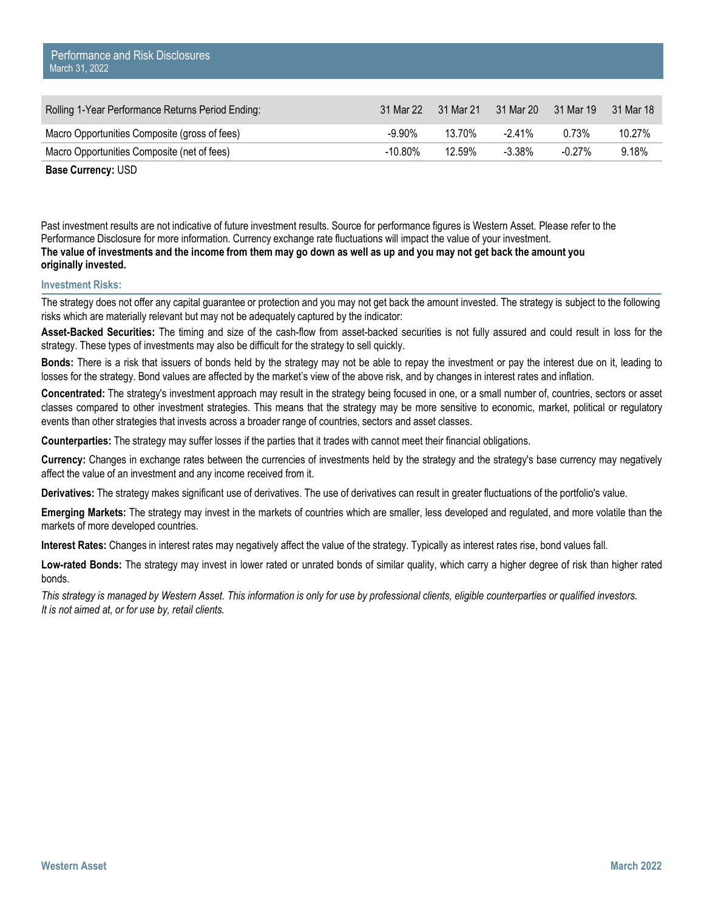## Performance and Risk Disclosures

March 31, 2022

| Rolling 1-Year Performance Returns Period Ending: | 31 Mar 22 | 31 Mar 21 | 31 Mar 20 | 31 Mar 19 | 31 Mar 18 |
|---|---|---|---|---|---|
| Macro Opportunities Composite (gross of fees) | -9.90% | 13.70% | -2.41% | 0.73% | 10.27% |
| Macro Opportunities Composite (net of fees) | -10.80% | 12.59% | -3.38% | -0.27% | 9.18% |

**Base Currency:** USD

Past investment results are not indicative of future investment results. Source for performance figures is Western Asset. Please refer to the Performance Disclosure for more information. Currency exchange rate fluctuations will impact the value of your investment.
**The value of investments and the income from them may go down as well as up and you may not get back the amount you originally invested.**

### Investment Risks:

The strategy does not offer any capital guarantee or protection and you may not get back the amount invested. The strategy is subject to the following risks which are materially relevant but may not be adequately captured by the indicator:

**Asset-Backed Securities:** The timing and size of the cash-flow from asset-backed securities is not fully assured and could result in loss for the strategy. These types of investments may also be difficult for the strategy to sell quickly.

**Bonds:** There is a risk that issuers of bonds held by the strategy may not be able to repay the investment or pay the interest due on it, leading to losses for the strategy. Bond values are affected by the market's view of the above risk, and by changes in interest rates and inflation.

**Concentrated:** The strategy's investment approach may result in the strategy being focused in one, or a small number of, countries, sectors or asset classes compared to other investment strategies. This means that the strategy may be more sensitive to economic, market, political or regulatory events than other strategies that invests across a broader range of countries, sectors and asset classes.

**Counterparties:** The strategy may suffer losses if the parties that it trades with cannot meet their financial obligations.

**Currency:** Changes in exchange rates between the currencies of investments held by the strategy and the strategy's base currency may negatively affect the value of an investment and any income received from it.

**Derivatives:** The strategy makes significant use of derivatives. The use of derivatives can result in greater fluctuations of the portfolio's value.

**Emerging Markets:** The strategy may invest in the markets of countries which are smaller, less developed and regulated, and more volatile than the markets of more developed countries.

**Interest Rates:** Changes in interest rates may negatively affect the value of the strategy. Typically as interest rates rise, bond values fall.

**Low-rated Bonds:** The strategy may invest in lower rated or unrated bonds of similar quality, which carry a higher degree of risk than higher rated bonds.

*This strategy is managed by Western Asset. This information is only for use by professional clients, eligible counterparties or qualified investors. It is not aimed at, or for use by, retail clients.*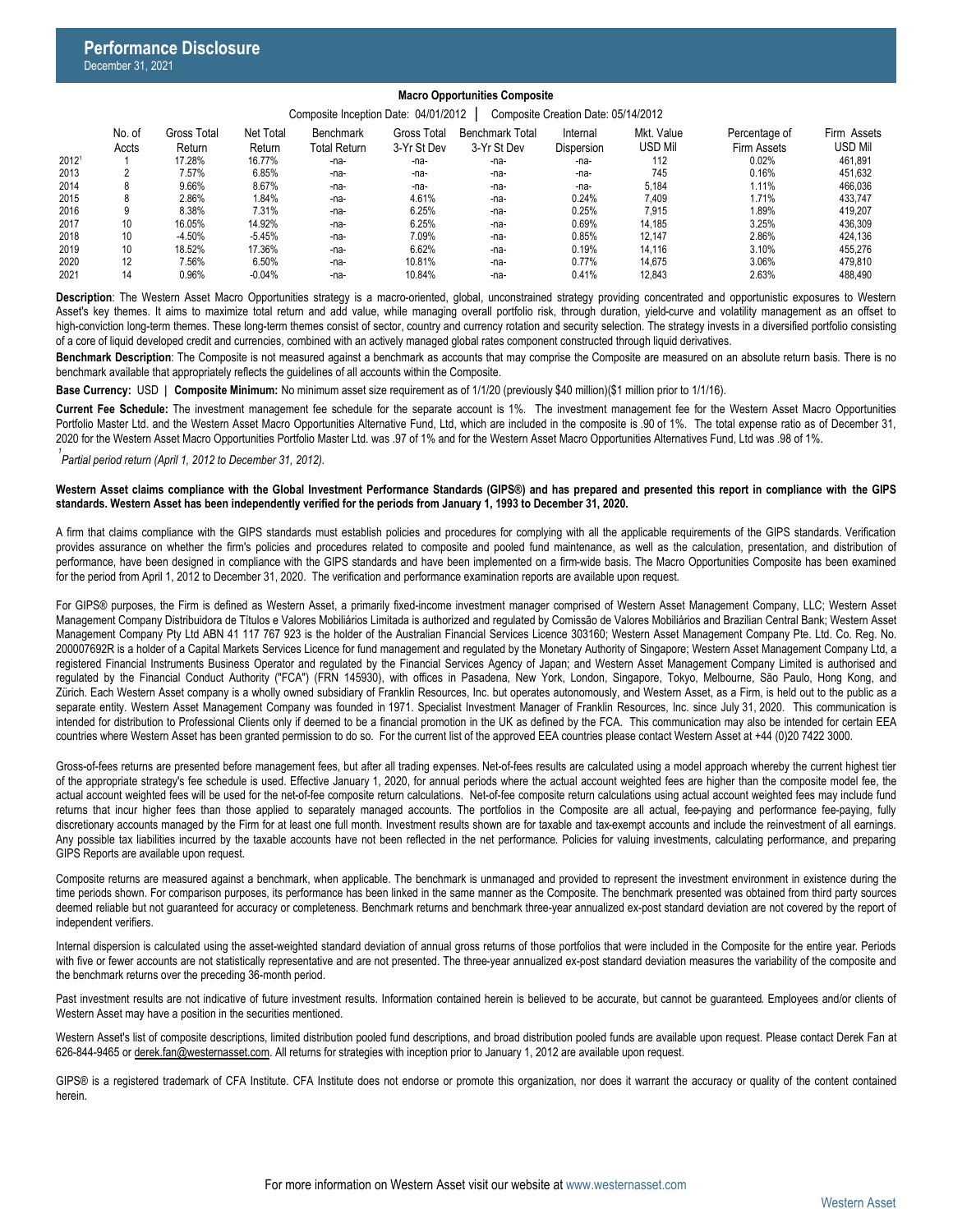# Performance Disclosure

December 31, 2021

## Macro Opportunities Composite

Composite Inception Date: 04/01/2012 | Composite Creation Date: 05/14/2012

| | No. of Accts | Gross Total Return | Net Total Return | Benchmark Total Return | Gross Total 3-Yr St Dev | Benchmark Total 3-Yr St Dev | Internal Dispersion | Mkt. Value USD Mil | Percentage of Firm Assets | Firm Assets USD Mil |
|---|---|---|---|---|---|---|---|---|---|---|
| 2012[1] | 1 | 17.28% | 16.77% | -na- | -na- | -na- | -na- | 112 | 0.02% | 461,891 |
| 2013 | 2 | 7.57% | 6.85% | -na- | -na- | -na- | -na- | 745 | 0.16% | 451,632 |
| 2014 | 8 | 9.66% | 8.67% | -na- | -na- | -na- | -na- | 5,184 | 1.11% | 466,036 |
| 2015 | 8 | 2.86% | 1.84% | -na- | 4.61% | -na- | 0.24% | 7,409 | 1.71% | 433,747 |
| 2016 | 9 | 8.38% | 7.31% | -na- | 6.25% | -na- | 0.25% | 7,915 | 1.89% | 419,207 |
| 2017 | 10 | 16.05% | 14.92% | -na- | 6.25% | -na- | 0.69% | 14,185 | 3.25% | 436,309 |
| 2018 | 10 | -4.50% | -5.45% | -na- | 7.09% | -na- | 0.85% | 12,147 | 2.86% | 424,136 |
| 2019 | 10 | 18.52% | 17.36% | -na- | 6.62% | -na- | 0.19% | 14,116 | 3.10% | 455,276 |
| 2020 | 12 | 7.56% | 6.50% | -na- | 10.81% | -na- | 0.77% | 14,675 | 3.06% | 479,810 |
| 2021 | 14 | 0.96% | -0.04% | -na- | 10.84% | -na- | 0.41% | 12,843 | 2.63% | 488,490 |

**Description**: The Western Asset Macro Opportunities strategy is a macro-oriented, global, unconstrained strategy providing concentrated and opportunistic exposures to Western Asset's key themes. It aims to maximize total return and add value, while managing overall portfolio risk, through duration, yield-curve and volatility management as an offset to high-conviction long-term themes. These long-term themes consist of sector, country and currency rotation and security selection. The strategy invests in a diversified portfolio consisting of a core of liquid developed credit and currencies, combined with an actively managed global rates component constructed through liquid derivatives.

**Benchmark Description**: The Composite is not measured against a benchmark as accounts that may comprise the Composite are measured on an absolute return basis. There is no benchmark available that appropriately reflects the guidelines of all accounts within the Composite.

**Base Currency:** USD | **Composite Minimum:** No minimum asset size requirement as of 1/1/20 (previously $40 million)($1 million prior to 1/1/16).

**Current Fee Schedule:** The investment management fee schedule for the separate account is 1%. The investment management fee for the Western Asset Macro Opportunities Portfolio Master Ltd. and the Western Asset Macro Opportunities Alternative Fund, Ltd, which are included in the composite is .90 of 1%. The total expense ratio as of December 31, 2020 for the Western Asset Macro Opportunities Portfolio Master Ltd. was .97 of 1% and for the Western Asset Macro Opportunities Alternatives Fund, Ltd was .98 of 1%.

[1] *Partial period return (April 1, 2012 to December 31, 2012).*

**Western Asset claims compliance with the Global Investment Performance Standards (GIPS®) and has prepared and presented this report in compliance with the GIPS standards. Western Asset has been independently verified for the periods from January 1, 1993 to December 31, 2020.**

A firm that claims compliance with the GIPS standards must establish policies and procedures for complying with all the applicable requirements of the GIPS standards. Verification provides assurance on whether the firm's policies and procedures related to composite and pooled fund maintenance, as well as the calculation, presentation, and distribution of performance, have been designed in compliance with the GIPS standards and have been implemented on a firm-wide basis. The Macro Opportunities Composite has been examined for the period from April 1, 2012 to December 31, 2020. The verification and performance examination reports are available upon request.

For GIPS® purposes, the Firm is defined as Western Asset, a primarily fixed-income investment manager comprised of Western Asset Management Company, LLC; Western Asset Management Company Distribuidora de Títulos e Valores Mobiliários Limitada is authorized and regulated by Comissão de Valores Mobiliários and Brazilian Central Bank; Western Asset Management Company Pty Ltd ABN 41 117 767 923 is the holder of the Australian Financial Services Licence 303160; Western Asset Management Company Pte. Ltd. Co. Reg. No. 200007692R is a holder of a Capital Markets Services Licence for fund management and regulated by the Monetary Authority of Singapore; Western Asset Management Company Ltd, a registered Financial Instruments Business Operator and regulated by the Financial Services Agency of Japan; and Western Asset Management Company Limited is authorised and regulated by the Financial Conduct Authority ("FCA") (FRN 145930), with offices in Pasadena, New York, London, Singapore, Tokyo, Melbourne, São Paulo, Hong Kong, and Zürich. Each Western Asset company is a wholly owned subsidiary of Franklin Resources, Inc. but operates autonomously, and Western Asset, as a Firm, is held out to the public as a separate entity. Western Asset Management Company was founded in 1971. Specialist Investment Manager of Franklin Resources, Inc. since July 31, 2020. This communication is intended for distribution to Professional Clients only if deemed to be a financial promotion in the UK as defined by the FCA. This communication may also be intended for certain EEA countries where Western Asset has been granted permission to do so. For the current list of the approved EEA countries please contact Western Asset at +44 (0)20 7422 3000.

Gross-of-fees returns are presented before management fees, but after all trading expenses. Net-of-fees results are calculated using a model approach whereby the current highest tier of the appropriate strategy's fee schedule is used. Effective January 1, 2020, for annual periods where the actual account weighted fees are higher than the composite model fee, the actual account weighted fees will be used for the net-of-fee composite return calculations. Net-of-fee composite return calculations using actual account weighted fees may include fund returns that incur higher fees than those applied to separately managed accounts. The portfolios in the Composite are all actual, fee-paying and performance fee-paying, fully discretionary accounts managed by the Firm for at least one full month. Investment results shown are for taxable and tax-exempt accounts and include the reinvestment of all earnings. Any possible tax liabilities incurred by the taxable accounts have not been reflected in the net performance. Policies for valuing investments, calculating performance, and preparing GIPS Reports are available upon request.

Composite returns are measured against a benchmark, when applicable. The benchmark is unmanaged and provided to represent the investment environment in existence during the time periods shown. For comparison purposes, its performance has been linked in the same manner as the Composite. The benchmark presented was obtained from third party sources deemed reliable but not guaranteed for accuracy or completeness. Benchmark returns and benchmark three-year annualized ex-post standard deviation are not covered by the report of independent verifiers.

Internal dispersion is calculated using the asset-weighted standard deviation of annual gross returns of those portfolios that were included in the Composite for the entire year. Periods with five or fewer accounts are not statistically representative and are not presented. The three-year annualized ex-post standard deviation measures the variability of the composite and the benchmark returns over the preceding 36-month period.

Past investment results are not indicative of future investment results. Information contained herein is believed to be accurate, but cannot be guaranteed. Employees and/or clients of Western Asset may have a position in the securities mentioned.

Western Asset's list of composite descriptions, limited distribution pooled fund descriptions, and broad distribution pooled funds are available upon request. Please contact Derek Fan at 626-844-9465 or derek.fan@westernasset.com. All returns for strategies with inception prior to January 1, 2012 are available upon request.

GIPS® is a registered trademark of CFA Institute. CFA Institute does not endorse or promote this organization, nor does it warrant the accuracy or quality of the content contained herein.

For more information on Western Asset visit our website at www.westernasset.com